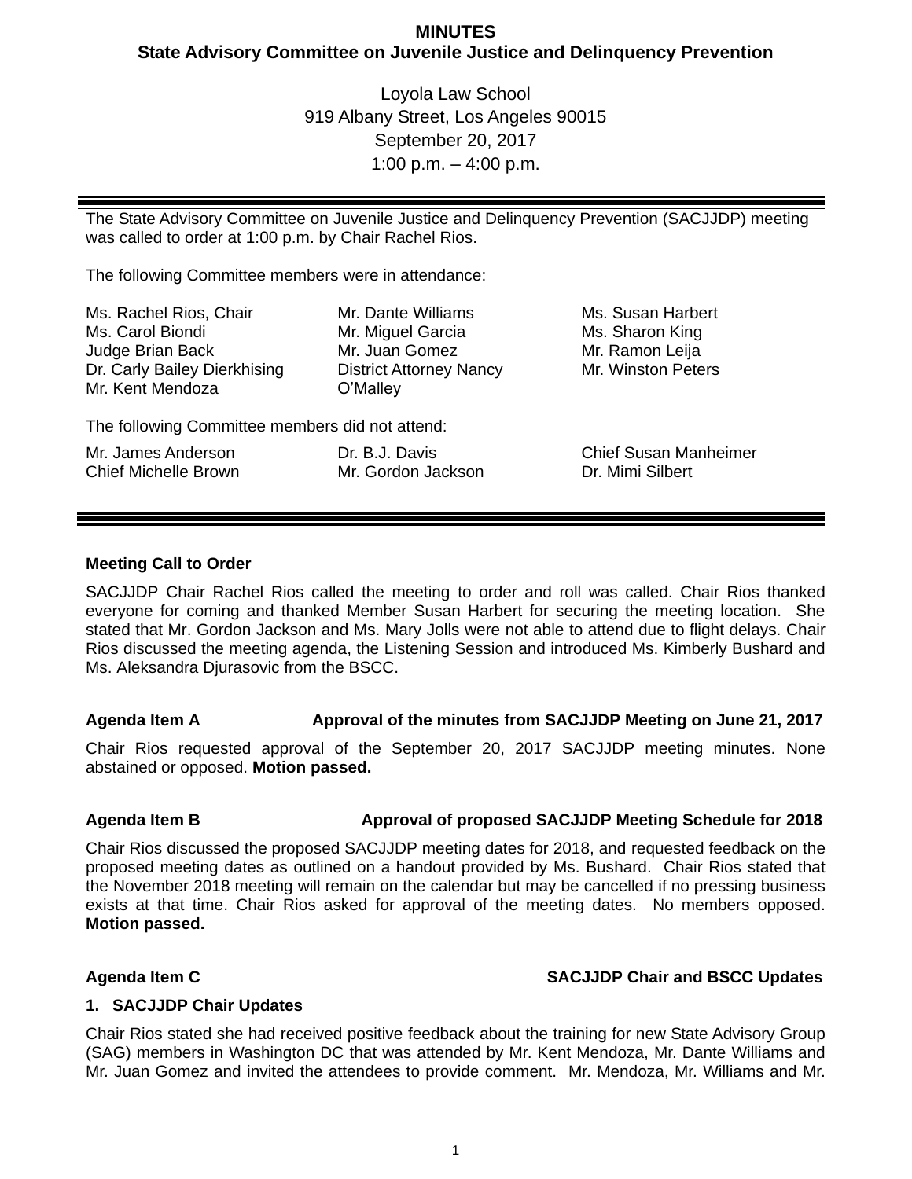**MINUTES**
**State Advisory Committee on Juvenile Justice and Delinquency Prevention**

Loyola Law School
919 Albany Street, Los Angeles 90015
September 20, 2017
1:00 p.m. – 4:00 p.m.

---

The State Advisory Committee on Juvenile Justice and Delinquency Prevention (SACJJDP) meeting was called to order at 1:00 p.m. by Chair Rachel Rios.

The following Committee members were in attendance:

| | | |
|---|---|---|
| Ms. Rachel Rios, Chair | Mr. Dante Williams | Ms. Susan Harbert |
| Ms. Carol Biondi | Mr. Miguel Garcia | Ms. Sharon King |
| Judge Brian Back | Mr. Juan Gomez | Mr. Ramon Leija |
| Dr. Carly Bailey Dierkhising | District Attorney Nancy O'Malley | Mr. Winston Peters |
| Mr. Kent Mendoza | | |

The following Committee members did not attend:

| | | |
|---|---|---|
| Mr. James Anderson | Dr. B.J. Davis | Chief Susan Manheimer |
| Chief Michelle Brown | Mr. Gordon Jackson | Dr. Mimi Silbert |

---

**Meeting Call to Order**

SACJJDP Chair Rachel Rios called the meeting to order and roll was called. Chair Rios thanked everyone for coming and thanked Member Susan Harbert for securing the meeting location. She stated that Mr. Gordon Jackson and Ms. Mary Jolls were not able to attend due to flight delays. Chair Rios discussed the meeting agenda, the Listening Session and introduced Ms. Kimberly Bushard and Ms. Aleksandra Djurasovic from the BSCC.

**Agenda Item A — Approval of the minutes from SACJJDP Meeting on June 21, 2017**

Chair Rios requested approval of the September 20, 2017 SACJJDP meeting minutes. None abstained or opposed. **Motion passed.**

**Agenda Item B — Approval of proposed SACJJDP Meeting Schedule for 2018**

Chair Rios discussed the proposed SACJJDP meeting dates for 2018, and requested feedback on the proposed meeting dates as outlined on a handout provided by Ms. Bushard. Chair Rios stated that the November 2018 meeting will remain on the calendar but may be cancelled if no pressing business exists at that time. Chair Rios asked for approval of the meeting dates. No members opposed. **Motion passed.**

**Agenda Item C — SACJJDP Chair and BSCC Updates**

**1. SACJJDP Chair Updates**

Chair Rios stated she had received positive feedback about the training for new State Advisory Group (SAG) members in Washington DC that was attended by Mr. Kent Mendoza, Mr. Dante Williams and Mr. Juan Gomez and invited the attendees to provide comment. Mr. Mendoza, Mr. Williams and Mr.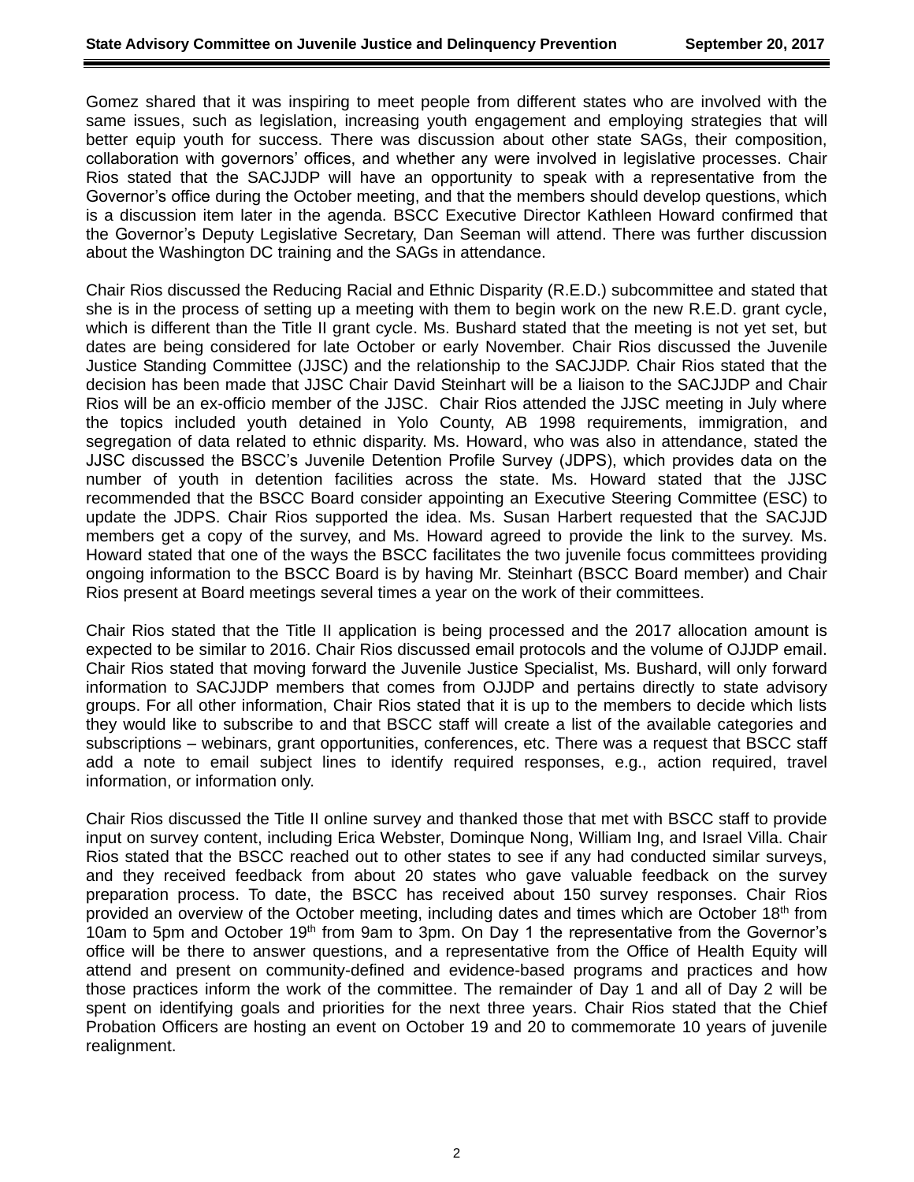Gomez shared that it was inspiring to meet people from different states who are involved with the same issues, such as legislation, increasing youth engagement and employing strategies that will better equip youth for success. There was discussion about other state SAGs, their composition, collaboration with governors' offices, and whether any were involved in legislative processes. Chair Rios stated that the SACJJDP will have an opportunity to speak with a representative from the Governor's office during the October meeting, and that the members should develop questions, which is a discussion item later in the agenda. BSCC Executive Director Kathleen Howard confirmed that the Governor's Deputy Legislative Secretary, Dan Seeman will attend. There was further discussion about the Washington DC training and the SAGs in attendance.

Chair Rios discussed the Reducing Racial and Ethnic Disparity (R.E.D.) subcommittee and stated that she is in the process of setting up a meeting with them to begin work on the new R.E.D. grant cycle, which is different than the Title II grant cycle. Ms. Bushard stated that the meeting is not yet set, but dates are being considered for late October or early November. Chair Rios discussed the Juvenile Justice Standing Committee (JJSC) and the relationship to the SACJJDP. Chair Rios stated that the decision has been made that JJSC Chair David Steinhart will be a liaison to the SACJJDP and Chair Rios will be an ex-officio member of the JJSC. Chair Rios attended the JJSC meeting in July where the topics included youth detained in Yolo County, AB 1998 requirements, immigration, and segregation of data related to ethnic disparity. Ms. Howard, who was also in attendance, stated the JJSC discussed the BSCC's Juvenile Detention Profile Survey (JDPS), which provides data on the number of youth in detention facilities across the state. Ms. Howard stated that the JJSC recommended that the BSCC Board consider appointing an Executive Steering Committee (ESC) to update the JDPS. Chair Rios supported the idea. Ms. Susan Harbert requested that the SACJJD members get a copy of the survey, and Ms. Howard agreed to provide the link to the survey. Ms. Howard stated that one of the ways the BSCC facilitates the two juvenile focus committees providing ongoing information to the BSCC Board is by having Mr. Steinhart (BSCC Board member) and Chair Rios present at Board meetings several times a year on the work of their committees.

Chair Rios stated that the Title II application is being processed and the 2017 allocation amount is expected to be similar to 2016. Chair Rios discussed email protocols and the volume of OJJDP email. Chair Rios stated that moving forward the Juvenile Justice Specialist, Ms. Bushard, will only forward information to SACJJDP members that comes from OJJDP and pertains directly to state advisory groups. For all other information, Chair Rios stated that it is up to the members to decide which lists they would like to subscribe to and that BSCC staff will create a list of the available categories and subscriptions – webinars, grant opportunities, conferences, etc. There was a request that BSCC staff add a note to email subject lines to identify required responses, e.g., action required, travel information, or information only.

Chair Rios discussed the Title II online survey and thanked those that met with BSCC staff to provide input on survey content, including Erica Webster, Dominque Nong, William Ing, and Israel Villa. Chair Rios stated that the BSCC reached out to other states to see if any had conducted similar surveys, and they received feedback from about 20 states who gave valuable feedback on the survey preparation process. To date, the BSCC has received about 150 survey responses. Chair Rios provided an overview of the October meeting, including dates and times which are October 18th from 10am to 5pm and October 19th from 9am to 3pm. On Day 1 the representative from the Governor's office will be there to answer questions, and a representative from the Office of Health Equity will attend and present on community-defined and evidence-based programs and practices and how those practices inform the work of the committee. The remainder of Day 1 and all of Day 2 will be spent on identifying goals and priorities for the next three years. Chair Rios stated that the Chief Probation Officers are hosting an event on October 19 and 20 to commemorate 10 years of juvenile realignment.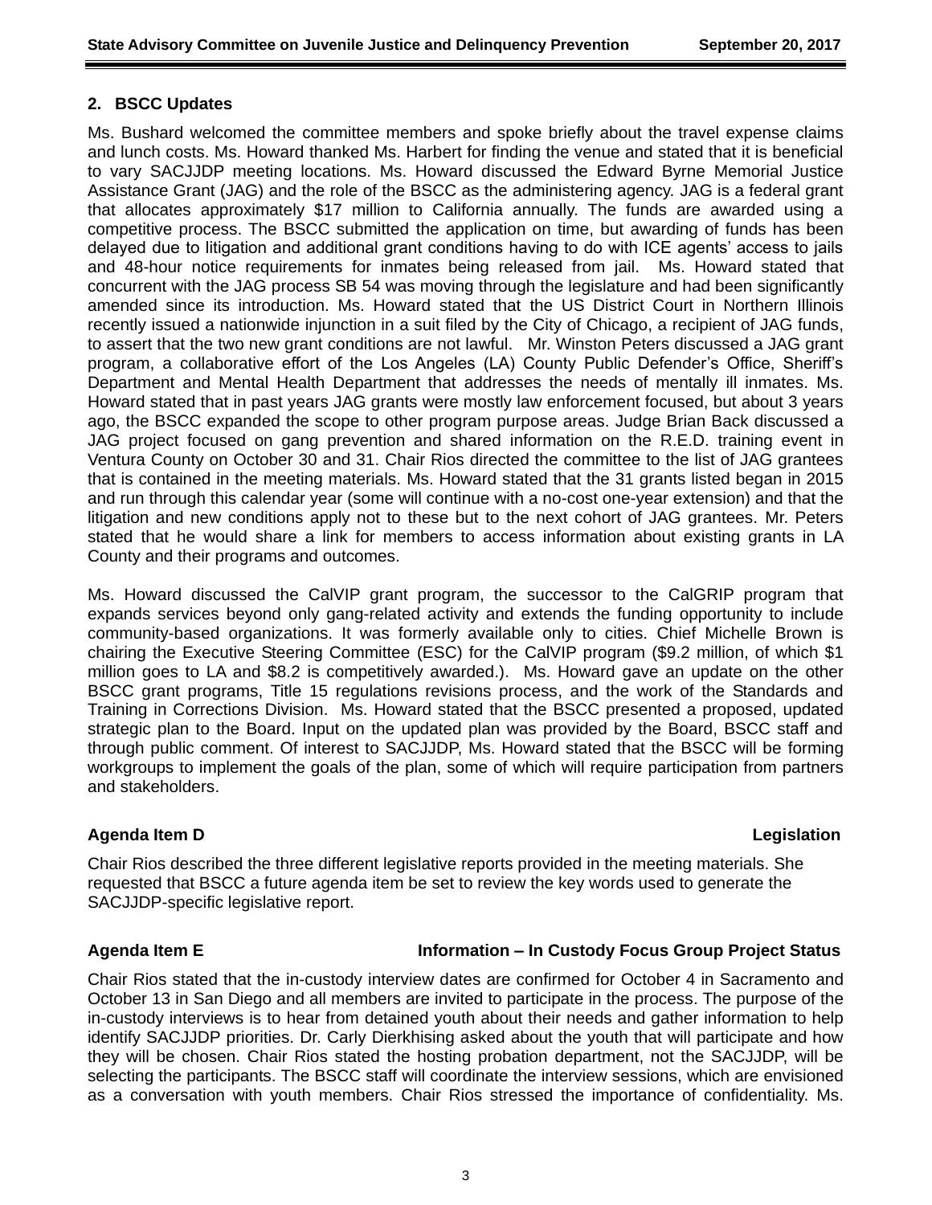**2. BSCC Updates**

Ms. Bushard welcomed the committee members and spoke briefly about the travel expense claims and lunch costs. Ms. Howard thanked Ms. Harbert for finding the venue and stated that it is beneficial to vary SACJJDP meeting locations. Ms. Howard discussed the Edward Byrne Memorial Justice Assistance Grant (JAG) and the role of the BSCC as the administering agency. JAG is a federal grant that allocates approximately $17 million to California annually. The funds are awarded using a competitive process. The BSCC submitted the application on time, but awarding of funds has been delayed due to litigation and additional grant conditions having to do with ICE agents' access to jails and 48-hour notice requirements for inmates being released from jail. Ms. Howard stated that concurrent with the JAG process SB 54 was moving through the legislature and had been significantly amended since its introduction. Ms. Howard stated that the US District Court in Northern Illinois recently issued a nationwide injunction in a suit filed by the City of Chicago, a recipient of JAG funds, to assert that the two new grant conditions are not lawful. Mr. Winston Peters discussed a JAG grant program, a collaborative effort of the Los Angeles (LA) County Public Defender's Office, Sheriff's Department and Mental Health Department that addresses the needs of mentally ill inmates. Ms. Howard stated that in past years JAG grants were mostly law enforcement focused, but about 3 years ago, the BSCC expanded the scope to other program purpose areas. Judge Brian Back discussed a JAG project focused on gang prevention and shared information on the R.E.D. training event in Ventura County on October 30 and 31. Chair Rios directed the committee to the list of JAG grantees that is contained in the meeting materials. Ms. Howard stated that the 31 grants listed began in 2015 and run through this calendar year (some will continue with a no-cost one-year extension) and that the litigation and new conditions apply not to these but to the next cohort of JAG grantees. Mr. Peters stated that he would share a link for members to access information about existing grants in LA County and their programs and outcomes.

Ms. Howard discussed the CalVIP grant program, the successor to the CalGRIP program that expands services beyond only gang-related activity and extends the funding opportunity to include community-based organizations. It was formerly available only to cities. Chief Michelle Brown is chairing the Executive Steering Committee (ESC) for the CalVIP program ($9.2 million, of which $1 million goes to LA and $8.2 is competitively awarded.). Ms. Howard gave an update on the other BSCC grant programs, Title 15 regulations revisions process, and the work of the Standards and Training in Corrections Division. Ms. Howard stated that the BSCC presented a proposed, updated strategic plan to the Board. Input on the updated plan was provided by the Board, BSCC staff and through public comment. Of interest to SACJJDP, Ms. Howard stated that the BSCC will be forming workgroups to implement the goals of the plan, some of which will require participation from partners and stakeholders.

**Agenda Item D — Legislation**

Chair Rios described the three different legislative reports provided in the meeting materials. She requested that BSCC a future agenda item be set to review the key words used to generate the SACJJDP-specific legislative report.

**Agenda Item E — Information – In Custody Focus Group Project Status**

Chair Rios stated that the in-custody interview dates are confirmed for October 4 in Sacramento and October 13 in San Diego and all members are invited to participate in the process. The purpose of the in-custody interviews is to hear from detained youth about their needs and gather information to help identify SACJJDP priorities. Dr. Carly Dierkhising asked about the youth that will participate and how they will be chosen. Chair Rios stated the hosting probation department, not the SACJJDP, will be selecting the participants. The BSCC staff will coordinate the interview sessions, which are envisioned as a conversation with youth members. Chair Rios stressed the importance of confidentiality. Ms.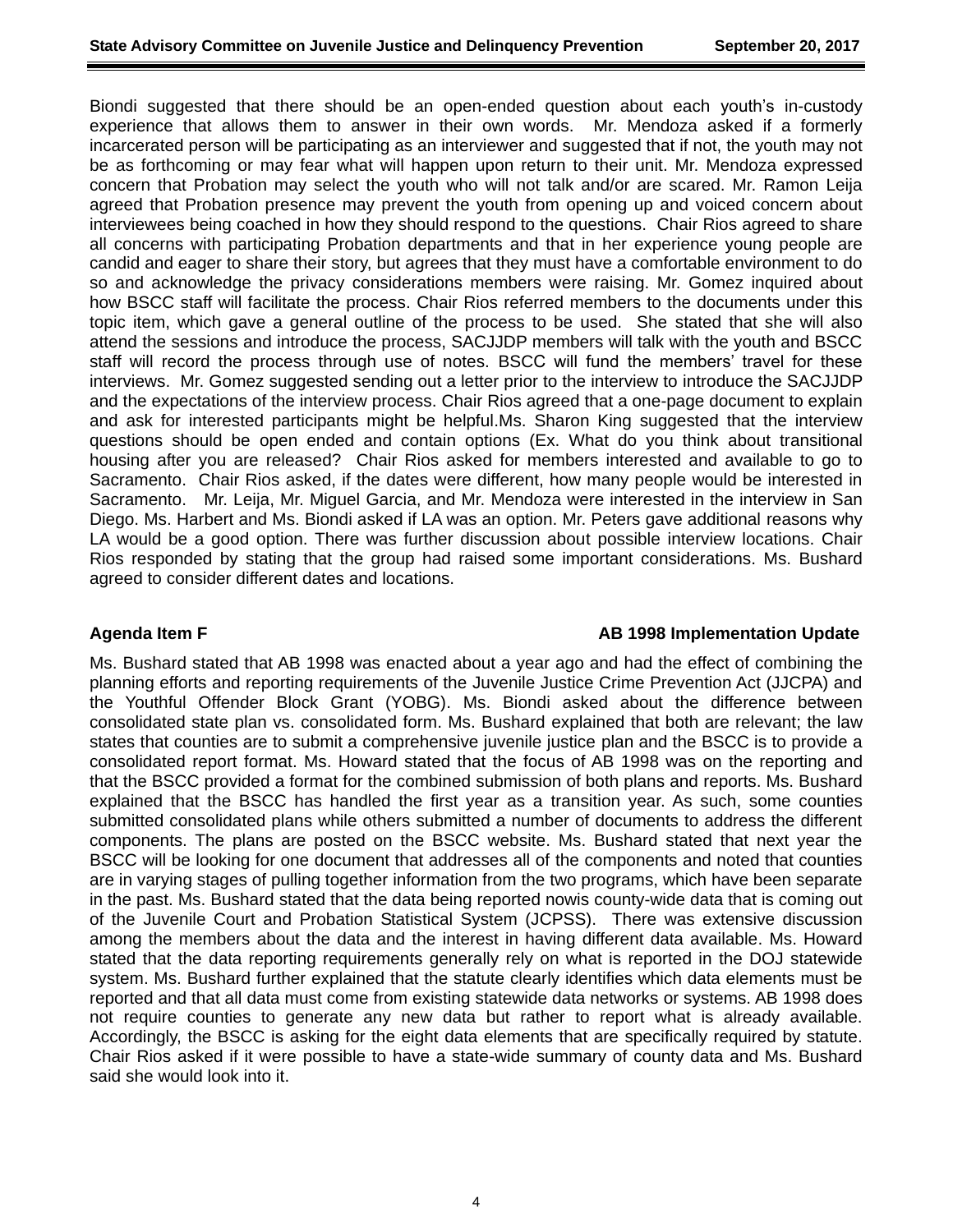Biondi suggested that there should be an open-ended question about each youth's in-custody experience that allows them to answer in their own words. Mr. Mendoza asked if a formerly incarcerated person will be participating as an interviewer and suggested that if not, the youth may not be as forthcoming or may fear what will happen upon return to their unit. Mr. Mendoza expressed concern that Probation may select the youth who will not talk and/or are scared. Mr. Ramon Leija agreed that Probation presence may prevent the youth from opening up and voiced concern about interviewees being coached in how they should respond to the questions. Chair Rios agreed to share all concerns with participating Probation departments and that in her experience young people are candid and eager to share their story, but agrees that they must have a comfortable environment to do so and acknowledge the privacy considerations members were raising. Mr. Gomez inquired about how BSCC staff will facilitate the process. Chair Rios referred members to the documents under this topic item, which gave a general outline of the process to be used. She stated that she will also attend the sessions and introduce the process, SACJJDP members will talk with the youth and BSCC staff will record the process through use of notes. BSCC will fund the members' travel for these interviews. Mr. Gomez suggested sending out a letter prior to the interview to introduce the SACJJDP and the expectations of the interview process. Chair Rios agreed that a one-page document to explain and ask for interested participants might be helpful.Ms. Sharon King suggested that the interview questions should be open ended and contain options (Ex. What do you think about transitional housing after you are released? Chair Rios asked for members interested and available to go to Sacramento. Chair Rios asked, if the dates were different, how many people would be interested in Sacramento. Mr. Leija, Mr. Miguel Garcia, and Mr. Mendoza were interested in the interview in San Diego. Ms. Harbert and Ms. Biondi asked if LA was an option. Mr. Peters gave additional reasons why LA would be a good option. There was further discussion about possible interview locations. Chair Rios responded by stating that the group had raised some important considerations. Ms. Bushard agreed to consider different dates and locations.

**Agenda Item F — AB 1998 Implementation Update**

Ms. Bushard stated that AB 1998 was enacted about a year ago and had the effect of combining the planning efforts and reporting requirements of the Juvenile Justice Crime Prevention Act (JJCPA) and the Youthful Offender Block Grant (YOBG). Ms. Biondi asked about the difference between consolidated state plan vs. consolidated form. Ms. Bushard explained that both are relevant; the law states that counties are to submit a comprehensive juvenile justice plan and the BSCC is to provide a consolidated report format. Ms. Howard stated that the focus of AB 1998 was on the reporting and that the BSCC provided a format for the combined submission of both plans and reports. Ms. Bushard explained that the BSCC has handled the first year as a transition year. As such, some counties submitted consolidated plans while others submitted a number of documents to address the different components. The plans are posted on the BSCC website. Ms. Bushard stated that next year the BSCC will be looking for one document that addresses all of the components and noted that counties are in varying stages of pulling together information from the two programs, which have been separate in the past. Ms. Bushard stated that the data being reported nowis county-wide data that is coming out of the Juvenile Court and Probation Statistical System (JCPSS). There was extensive discussion among the members about the data and the interest in having different data available. Ms. Howard stated that the data reporting requirements generally rely on what is reported in the DOJ statewide system. Ms. Bushard further explained that the statute clearly identifies which data elements must be reported and that all data must come from existing statewide data networks or systems. AB 1998 does not require counties to generate any new data but rather to report what is already available. Accordingly, the BSCC is asking for the eight data elements that are specifically required by statute. Chair Rios asked if it were possible to have a state-wide summary of county data and Ms. Bushard said she would look into it.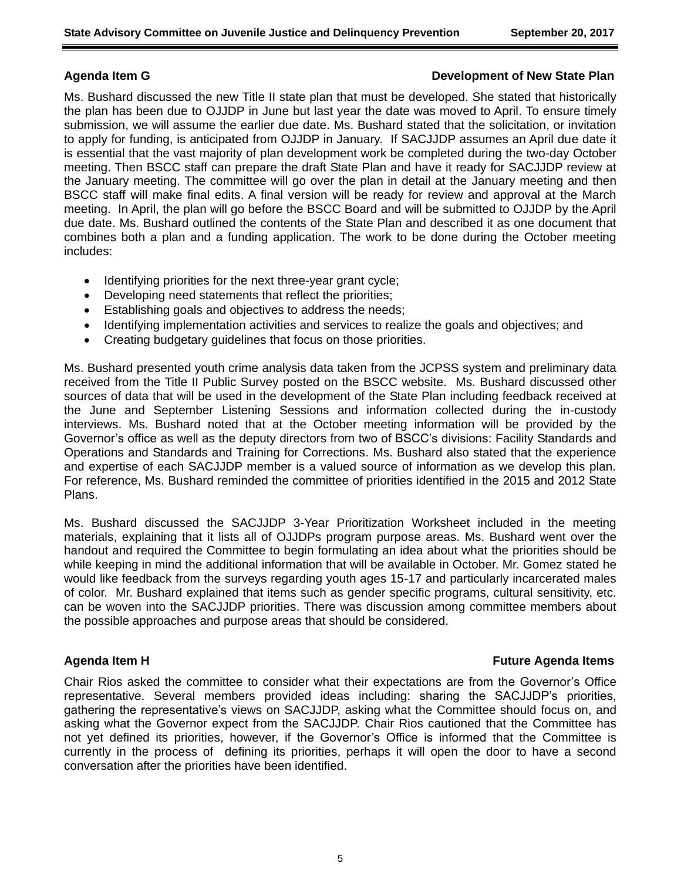**Agenda Item G** **Development of New State Plan**

Ms. Bushard discussed the new Title II state plan that must be developed. She stated that historically the plan has been due to OJJDP in June but last year the date was moved to April. To ensure timely submission, we will assume the earlier due date. Ms. Bushard stated that the solicitation, or invitation to apply for funding, is anticipated from OJJDP in January. If SACJJDP assumes an April due date it is essential that the vast majority of plan development work be completed during the two-day October meeting. Then BSCC staff can prepare the draft State Plan and have it ready for SACJJDP review at the January meeting. The committee will go over the plan in detail at the January meeting and then BSCC staff will make final edits. A final version will be ready for review and approval at the March meeting. In April, the plan will go before the BSCC Board and will be submitted to OJJDP by the April due date. Ms. Bushard outlined the contents of the State Plan and described it as one document that combines both a plan and a funding application. The work to be done during the October meeting includes:

- Identifying priorities for the next three-year grant cycle;
- Developing need statements that reflect the priorities;
- Establishing goals and objectives to address the needs;
- Identifying implementation activities and services to realize the goals and objectives; and
- Creating budgetary guidelines that focus on those priorities.

Ms. Bushard presented youth crime analysis data taken from the JCPSS system and preliminary data received from the Title II Public Survey posted on the BSCC website. Ms. Bushard discussed other sources of data that will be used in the development of the State Plan including feedback received at the June and September Listening Sessions and information collected during the in-custody interviews. Ms. Bushard noted that at the October meeting information will be provided by the Governor's office as well as the deputy directors from two of BSCC's divisions: Facility Standards and Operations and Standards and Training for Corrections. Ms. Bushard also stated that the experience and expertise of each SACJJDP member is a valued source of information as we develop this plan. For reference, Ms. Bushard reminded the committee of priorities identified in the 2015 and 2012 State Plans.

Ms. Bushard discussed the SACJJDP 3-Year Prioritization Worksheet included in the meeting materials, explaining that it lists all of OJJDPs program purpose areas. Ms. Bushard went over the handout and required the Committee to begin formulating an idea about what the priorities should be while keeping in mind the additional information that will be available in October. Mr. Gomez stated he would like feedback from the surveys regarding youth ages 15-17 and particularly incarcerated males of color. Mr. Bushard explained that items such as gender specific programs, cultural sensitivity, etc. can be woven into the SACJJDP priorities. There was discussion among committee members about the possible approaches and purpose areas that should be considered.

**Agenda Item H** **Future Agenda Items**

Chair Rios asked the committee to consider what their expectations are from the Governor's Office representative. Several members provided ideas including: sharing the SACJJDP's priorities, gathering the representative's views on SACJJDP, asking what the Committee should focus on, and asking what the Governor expect from the SACJJDP. Chair Rios cautioned that the Committee has not yet defined its priorities, however, if the Governor's Office is informed that the Committee is currently in the process of defining its priorities, perhaps it will open the door to have a second conversation after the priorities have been identified.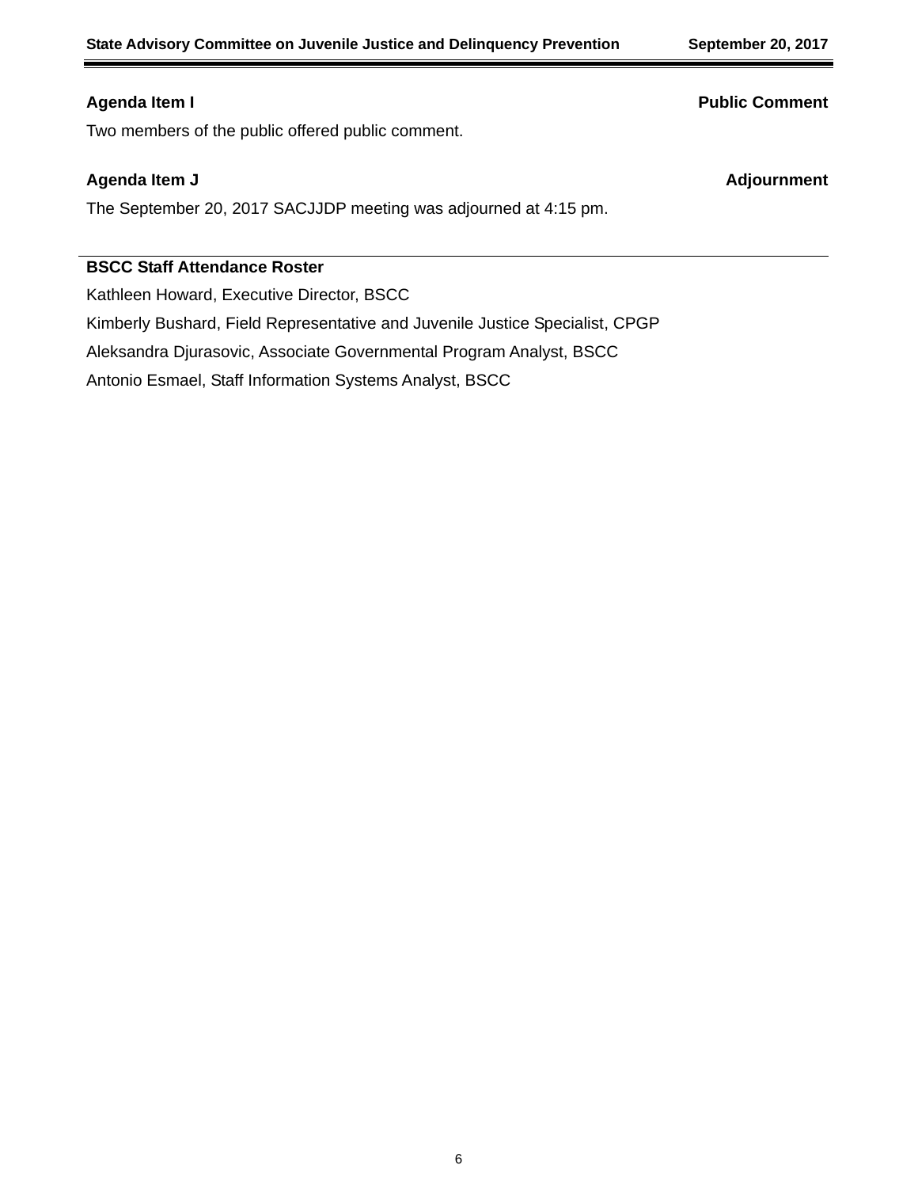**Agenda Item I** **Public Comment**

Two members of the public offered public comment.

**Agenda Item J** **Adjournment**

The September 20, 2017 SACJJDP meeting was adjourned at 4:15 pm.

---

**BSCC Staff Attendance Roster**

Kathleen Howard, Executive Director, BSCC

Kimberly Bushard, Field Representative and Juvenile Justice Specialist, CPGP

Aleksandra Djurasovic, Associate Governmental Program Analyst, BSCC

Antonio Esmael, Staff Information Systems Analyst, BSCC